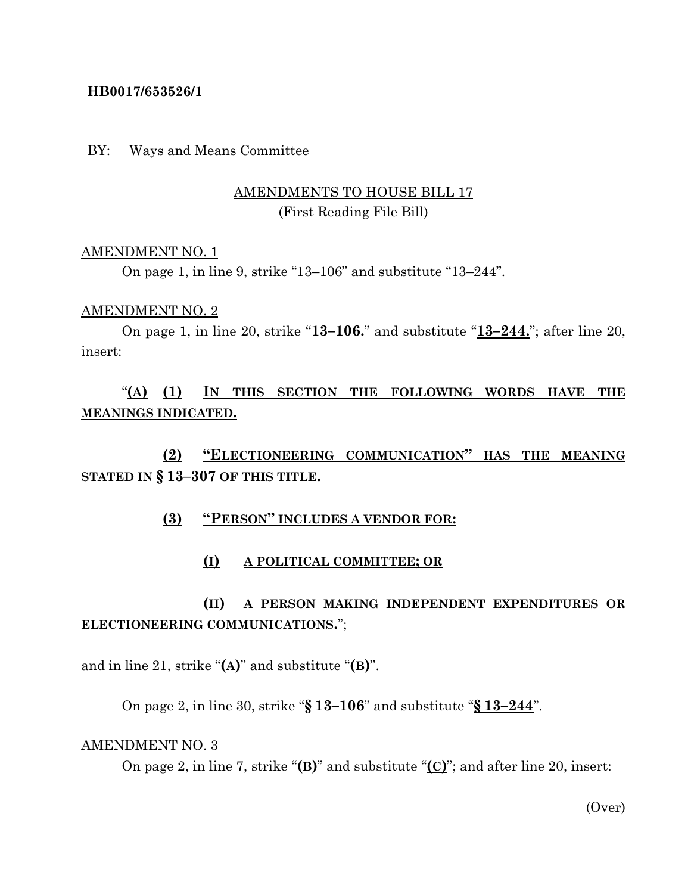**HB0017/653526/1**

BY: Ways and Means Committee

AMENDMENTS TO HOUSE BILL 17
(First Reading File Bill)

AMENDMENT NO. 1

On page 1, in line 9, strike "13–106" and substitute "13–244".

AMENDMENT NO. 2

On page 1, in line 20, strike "**13–106.**" and substitute "**13–244.**"; after line 20, insert:

"**(A) (1) IN THIS SECTION THE FOLLOWING WORDS HAVE THE MEANINGS INDICATED.**

**(2) "ELECTIONEERING COMMUNICATION" HAS THE MEANING STATED IN § 13–307 OF THIS TITLE.**

**(3) "PERSON" INCLUDES A VENDOR FOR:**

**(I) A POLITICAL COMMITTEE; OR**

**(II) A PERSON MAKING INDEPENDENT EXPENDITURES OR ELECTIONEERING COMMUNICATIONS.**";

and in line 21, strike "**(A)**" and substitute "**(B)**".

On page 2, in line 30, strike "**§ 13–106**" and substitute "**§ 13–244**".

AMENDMENT NO. 3

On page 2, in line 7, strike "**(B)**" and substitute "**(C)**"; and after line 20, insert:

(Over)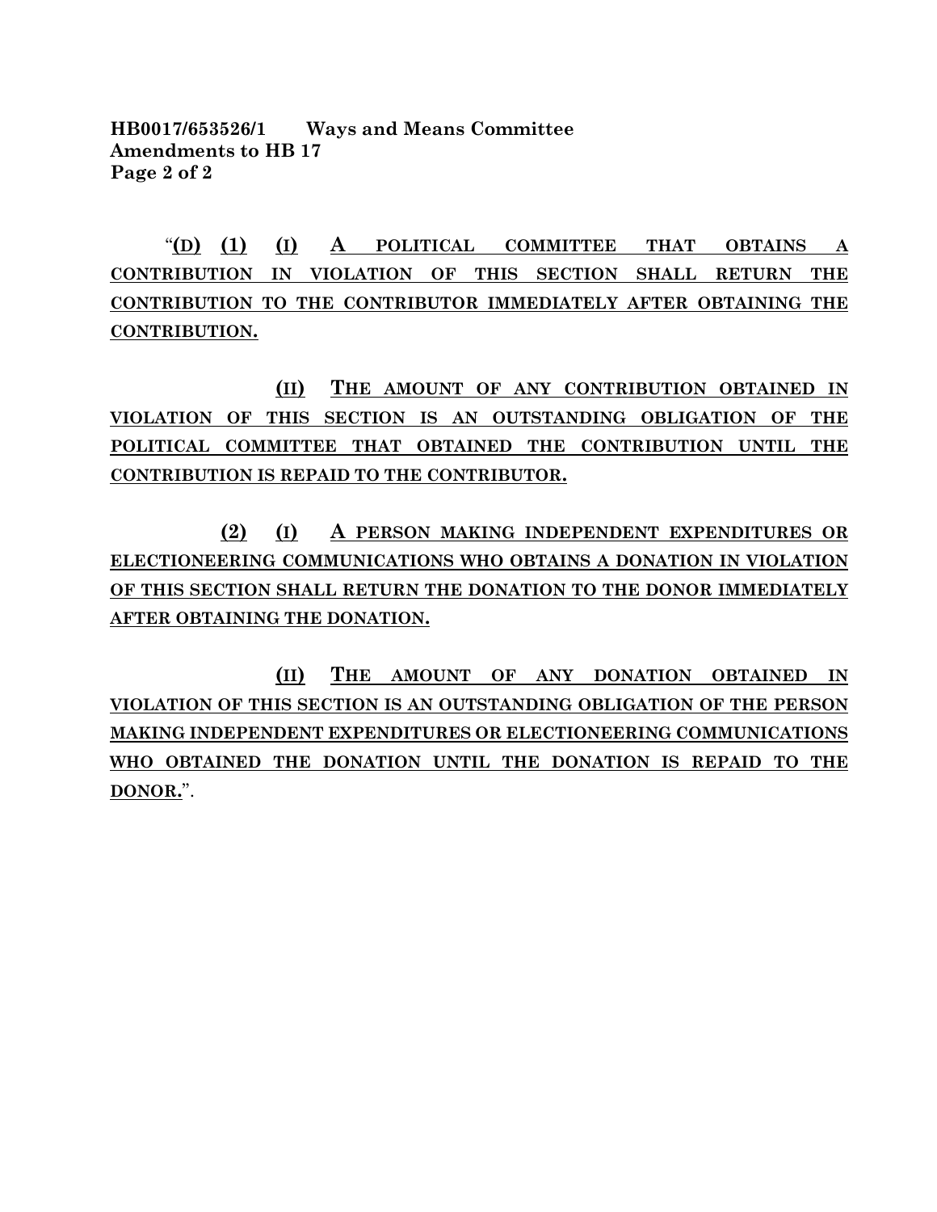**HB0017/653526/1 Ways and Means Committee**
**Amendments to HB 17**

"**(D) (1) (I) A POLITICAL COMMITTEE THAT OBTAINS A CONTRIBUTION IN VIOLATION OF THIS SECTION SHALL RETURN THE CONTRIBUTION TO THE CONTRIBUTOR IMMEDIATELY AFTER OBTAINING THE CONTRIBUTION.**

**(II) THE AMOUNT OF ANY CONTRIBUTION OBTAINED IN VIOLATION OF THIS SECTION IS AN OUTSTANDING OBLIGATION OF THE POLITICAL COMMITTEE THAT OBTAINED THE CONTRIBUTION UNTIL THE CONTRIBUTION IS REPAID TO THE CONTRIBUTOR.**

**(2) (I) A PERSON MAKING INDEPENDENT EXPENDITURES OR ELECTIONEERING COMMUNICATIONS WHO OBTAINS A DONATION IN VIOLATION OF THIS SECTION SHALL RETURN THE DONATION TO THE DONOR IMMEDIATELY AFTER OBTAINING THE DONATION.**

**(II) THE AMOUNT OF ANY DONATION OBTAINED IN VIOLATION OF THIS SECTION IS AN OUTSTANDING OBLIGATION OF THE PERSON MAKING INDEPENDENT EXPENDITURES OR ELECTIONEERING COMMUNICATIONS WHO OBTAINED THE DONATION UNTIL THE DONATION IS REPAID TO THE DONOR.**".